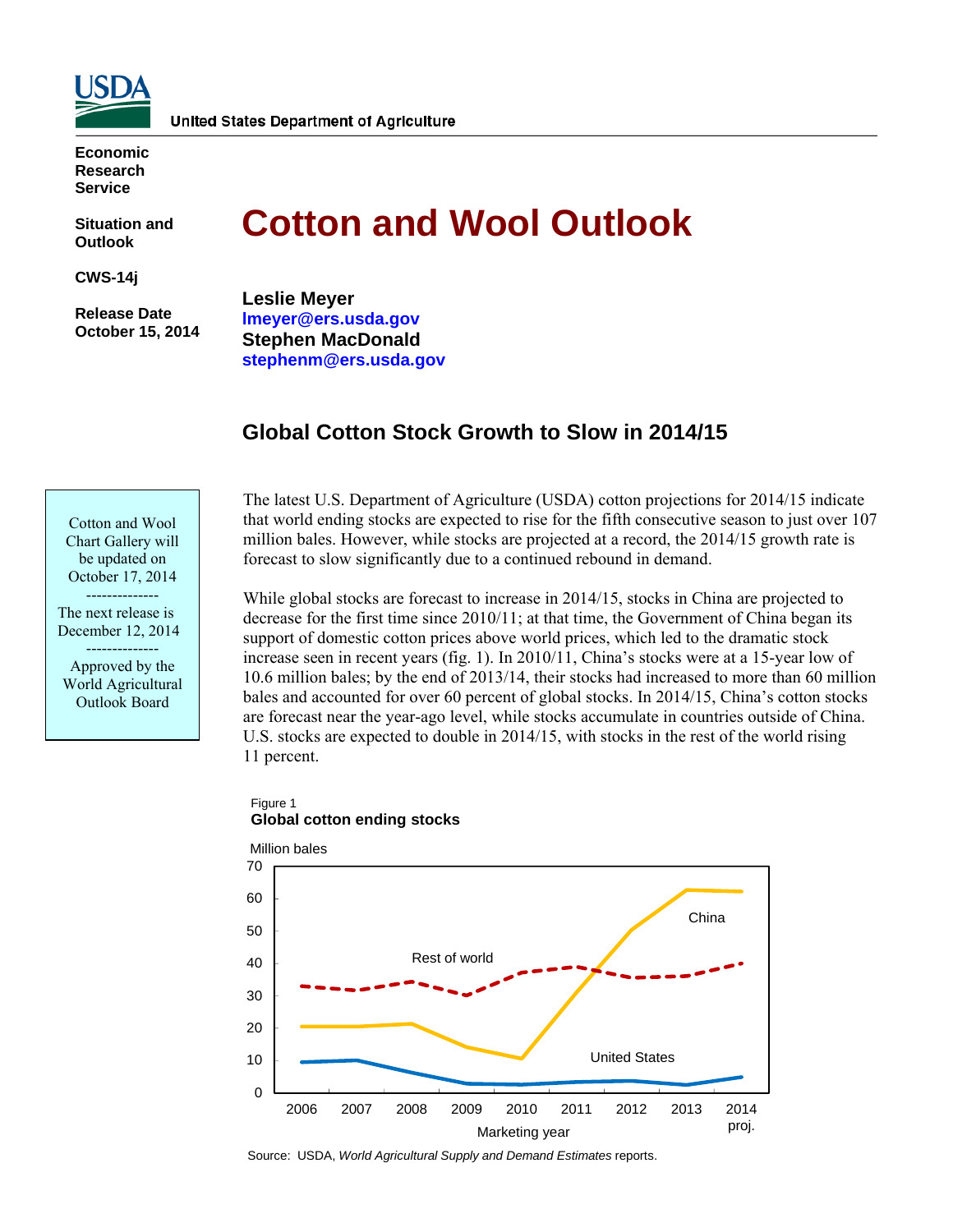United States Department of Agriculture

**Economic Research Service**

**Situation and Outlook**

**CWS-14j**

**Release Date October 15, 2014**

# Cotton and Wool Outlook

**Leslie Meyer**
lmeyer@ers.usda.gov
**Stephen MacDonald**
stephenm@ers.usda.gov

## Global Cotton Stock Growth to Slow in 2014/15

Cotton and Wool Chart Gallery will be updated on October 17, 2014

--------------

The next release is December 12, 2014

--------------

Approved by the World Agricultural Outlook Board

The latest U.S. Department of Agriculture (USDA) cotton projections for 2014/15 indicate that world ending stocks are expected to rise for the fifth consecutive season to just over 107 million bales. However, while stocks are projected at a record, the 2014/15 growth rate is forecast to slow significantly due to a continued rebound in demand.

While global stocks are forecast to increase in 2014/15, stocks in China are projected to decrease for the first time since 2010/11; at that time, the Government of China began its support of domestic cotton prices above world prices, which led to the dramatic stock increase seen in recent years (fig. 1). In 2010/11, China's stocks were at a 15-year low of 10.6 million bales; by the end of 2013/14, their stocks had increased to more than 60 million bales and accounted for over 60 percent of global stocks. In 2014/15, China's cotton stocks are forecast near the year-ago level, while stocks accumulate in countries outside of China. U.S. stocks are expected to double in 2014/15, with stocks in the rest of the world rising 11 percent.

Figure 1
**Global cotton ending stocks**

Source: USDA, *World Agricultural Supply and Demand Estimates* reports.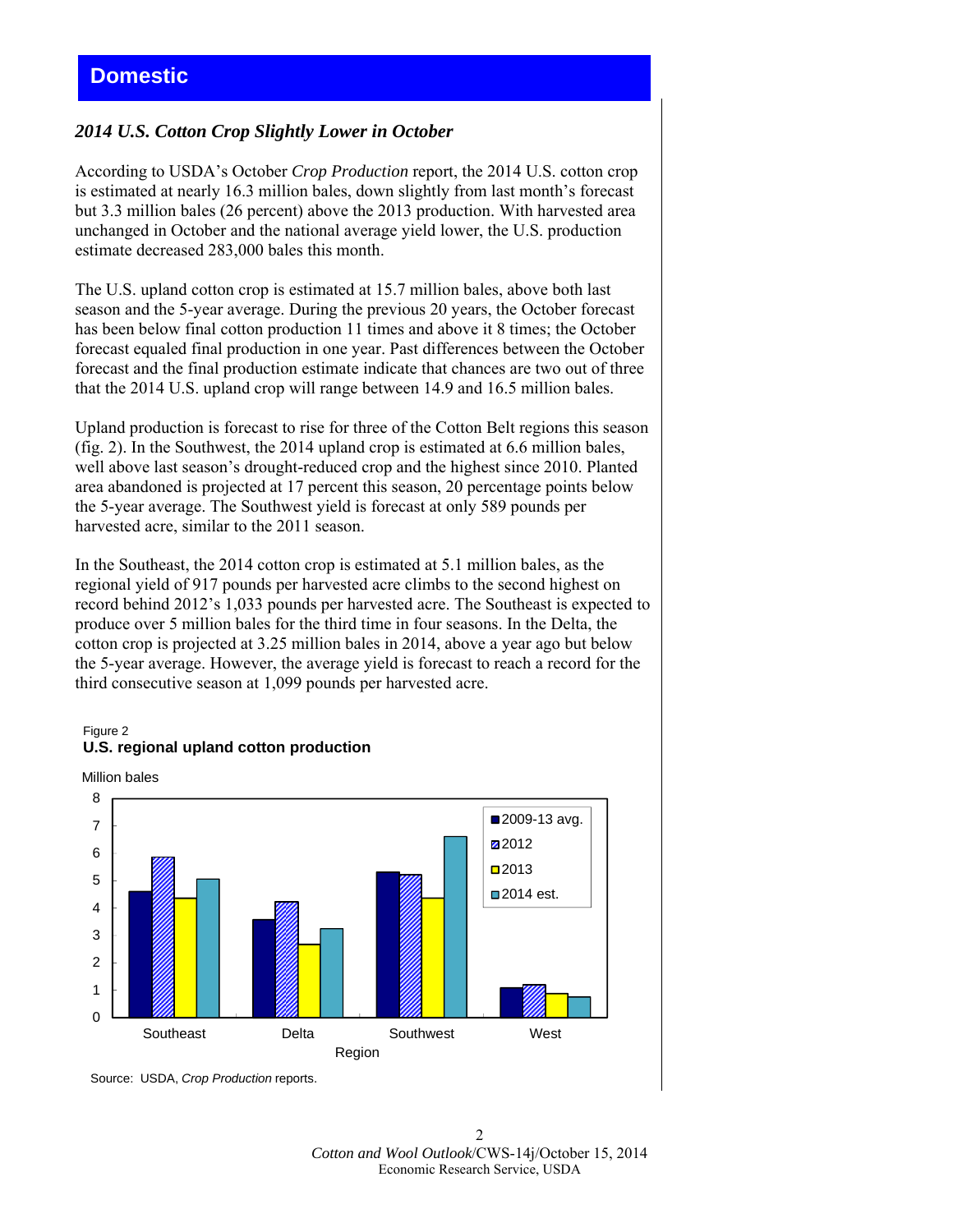# Domestic

### *2014 U.S. Cotton Crop Slightly Lower in October*

According to USDA's October *Crop Production* report, the 2014 U.S. cotton crop is estimated at nearly 16.3 million bales, down slightly from last month's forecast but 3.3 million bales (26 percent) above the 2013 production. With harvested area unchanged in October and the national average yield lower, the U.S. production estimate decreased 283,000 bales this month.

The U.S. upland cotton crop is estimated at 15.7 million bales, above both last season and the 5-year average. During the previous 20 years, the October forecast has been below final cotton production 11 times and above it 8 times; the October forecast equaled final production in one year. Past differences between the October forecast and the final production estimate indicate that chances are two out of three that the 2014 U.S. upland crop will range between 14.9 and 16.5 million bales.

Upland production is forecast to rise for three of the Cotton Belt regions this season (fig. 2). In the Southwest, the 2014 upland crop is estimated at 6.6 million bales, well above last season's drought-reduced crop and the highest since 2010. Planted area abandoned is projected at 17 percent this season, 20 percentage points below the 5-year average. The Southwest yield is forecast at only 589 pounds per harvested acre, similar to the 2011 season.

In the Southeast, the 2014 cotton crop is estimated at 5.1 million bales, as the regional yield of 917 pounds per harvested acre climbs to the second highest on record behind 2012's 1,033 pounds per harvested acre. The Southeast is expected to produce over 5 million bales for the third time in four seasons. In the Delta, the cotton crop is projected at 3.25 million bales in 2014, above a year ago but below the 5-year average. However, the average yield is forecast to reach a record for the third consecutive season at 1,099 pounds per harvested acre.

Figure 2
**U.S. regional upland cotton production**

Source: USDA, *Crop Production* reports.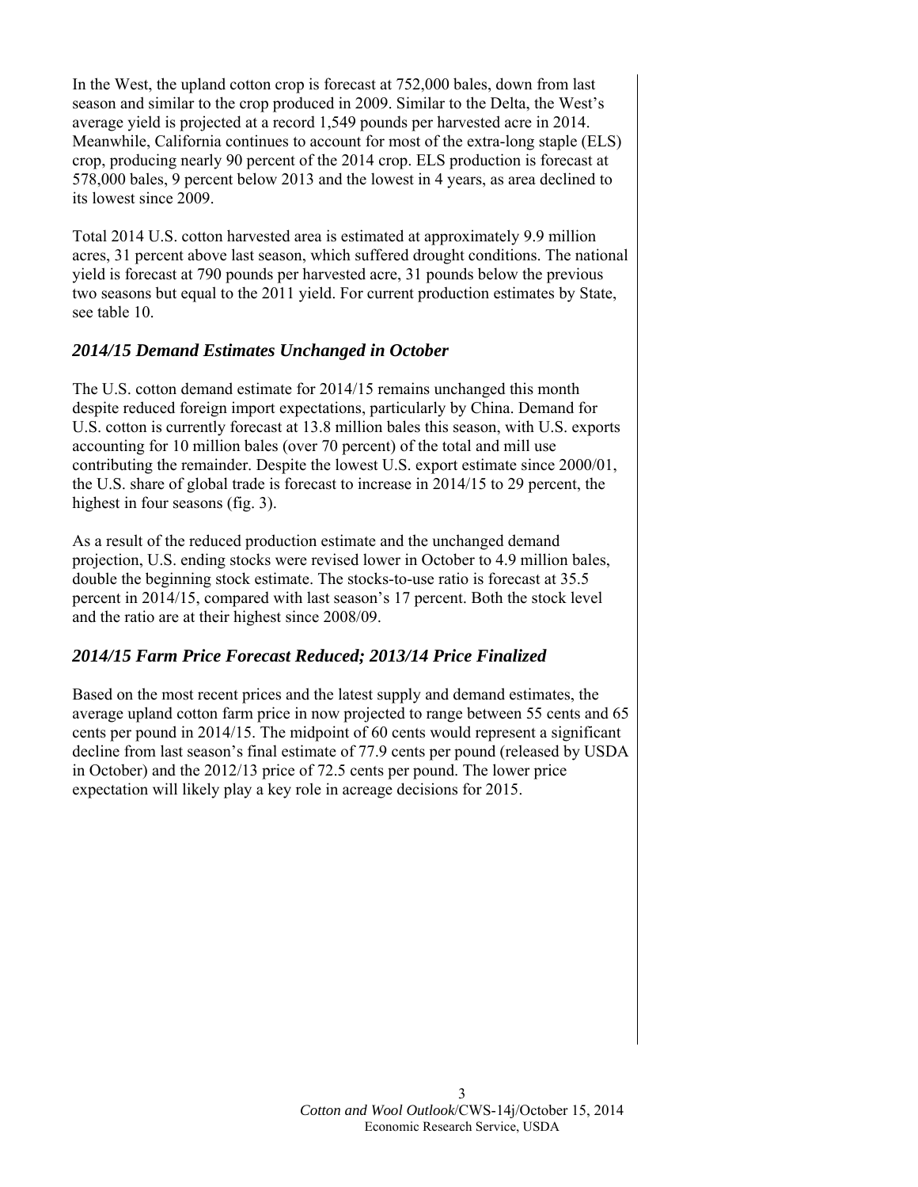In the West, the upland cotton crop is forecast at 752,000 bales, down from last season and similar to the crop produced in 2009. Similar to the Delta, the West's average yield is projected at a record 1,549 pounds per harvested acre in 2014. Meanwhile, California continues to account for most of the extra-long staple (ELS) crop, producing nearly 90 percent of the 2014 crop. ELS production is forecast at 578,000 bales, 9 percent below 2013 and the lowest in 4 years, as area declined to its lowest since 2009.

Total 2014 U.S. cotton harvested area is estimated at approximately 9.9 million acres, 31 percent above last season, which suffered drought conditions. The national yield is forecast at 790 pounds per harvested acre, 31 pounds below the previous two seasons but equal to the 2011 yield. For current production estimates by State, see table 10.

### *2014/15 Demand Estimates Unchanged in October*

The U.S. cotton demand estimate for 2014/15 remains unchanged this month despite reduced foreign import expectations, particularly by China. Demand for U.S. cotton is currently forecast at 13.8 million bales this season, with U.S. exports accounting for 10 million bales (over 70 percent) of the total and mill use contributing the remainder. Despite the lowest U.S. export estimate since 2000/01, the U.S. share of global trade is forecast to increase in 2014/15 to 29 percent, the highest in four seasons (fig. 3).

As a result of the reduced production estimate and the unchanged demand projection, U.S. ending stocks were revised lower in October to 4.9 million bales, double the beginning stock estimate. The stocks-to-use ratio is forecast at 35.5 percent in 2014/15, compared with last season's 17 percent. Both the stock level and the ratio are at their highest since 2008/09.

### *2014/15 Farm Price Forecast Reduced; 2013/14 Price Finalized*

Based on the most recent prices and the latest supply and demand estimates, the average upland cotton farm price in now projected to range between 55 cents and 65 cents per pound in 2014/15. The midpoint of 60 cents would represent a significant decline from last season's final estimate of 77.9 cents per pound (released by USDA in October) and the 2012/13 price of 72.5 cents per pound. The lower price expectation will likely play a key role in acreage decisions for 2015.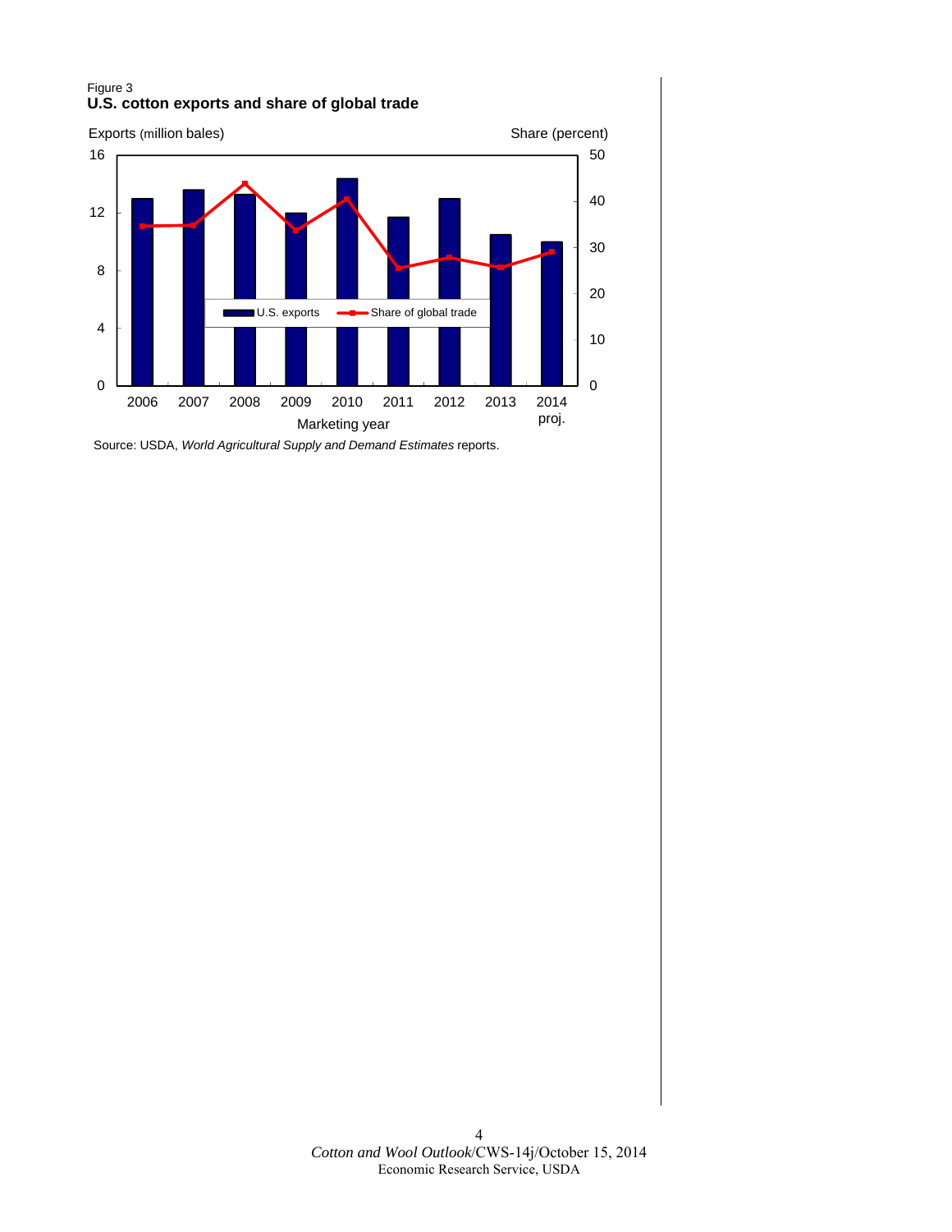Figure 3

**U.S. cotton exports and share of global trade**

Source: USDA, *World Agricultural Supply and Demand Estimates* reports.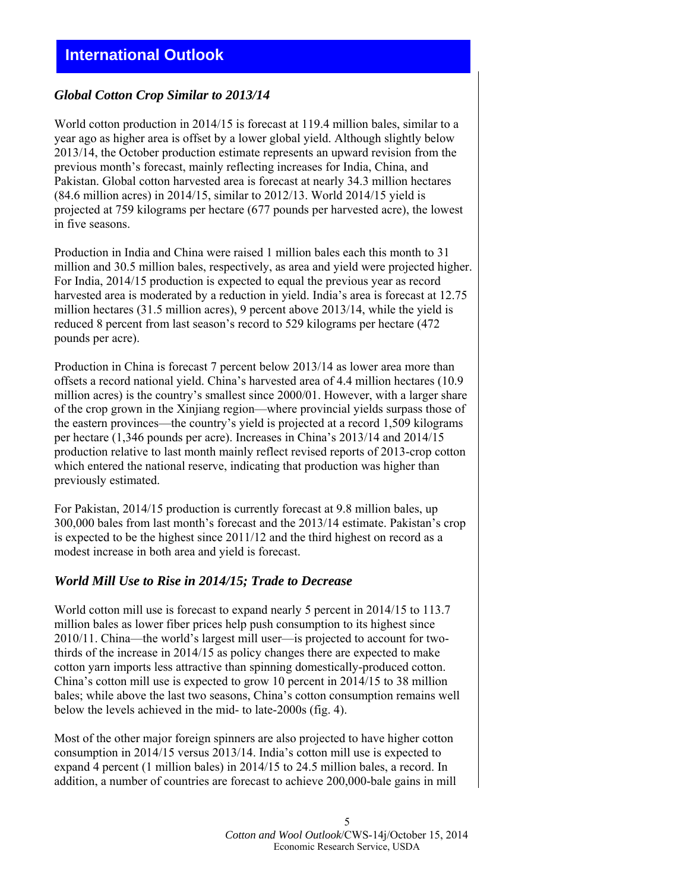# International Outlook

### *Global Cotton Crop Similar to 2013/14*

World cotton production in 2014/15 is forecast at 119.4 million bales, similar to a year ago as higher area is offset by a lower global yield. Although slightly below 2013/14, the October production estimate represents an upward revision from the previous month's forecast, mainly reflecting increases for India, China, and Pakistan. Global cotton harvested area is forecast at nearly 34.3 million hectares (84.6 million acres) in 2014/15, similar to 2012/13. World 2014/15 yield is projected at 759 kilograms per hectare (677 pounds per harvested acre), the lowest in five seasons.

Production in India and China were raised 1 million bales each this month to 31 million and 30.5 million bales, respectively, as area and yield were projected higher. For India, 2014/15 production is expected to equal the previous year as record harvested area is moderated by a reduction in yield. India's area is forecast at 12.75 million hectares (31.5 million acres), 9 percent above 2013/14, while the yield is reduced 8 percent from last season's record to 529 kilograms per hectare (472 pounds per acre).

Production in China is forecast 7 percent below 2013/14 as lower area more than offsets a record national yield. China's harvested area of 4.4 million hectares (10.9 million acres) is the country's smallest since 2000/01. However, with a larger share of the crop grown in the Xinjiang region—where provincial yields surpass those of the eastern provinces—the country's yield is projected at a record 1,509 kilograms per hectare (1,346 pounds per acre). Increases in China's 2013/14 and 2014/15 production relative to last month mainly reflect revised reports of 2013-crop cotton which entered the national reserve, indicating that production was higher than previously estimated.

For Pakistan, 2014/15 production is currently forecast at 9.8 million bales, up 300,000 bales from last month's forecast and the 2013/14 estimate. Pakistan's crop is expected to be the highest since 2011/12 and the third highest on record as a modest increase in both area and yield is forecast.

### *World Mill Use to Rise in 2014/15; Trade to Decrease*

World cotton mill use is forecast to expand nearly 5 percent in 2014/15 to 113.7 million bales as lower fiber prices help push consumption to its highest since 2010/11. China—the world's largest mill user—is projected to account for two-thirds of the increase in 2014/15 as policy changes there are expected to make cotton yarn imports less attractive than spinning domestically-produced cotton. China's cotton mill use is expected to grow 10 percent in 2014/15 to 38 million bales; while above the last two seasons, China's cotton consumption remains well below the levels achieved in the mid- to late-2000s (fig. 4).

Most of the other major foreign spinners are also projected to have higher cotton consumption in 2014/15 versus 2013/14. India's cotton mill use is expected to expand 4 percent (1 million bales) in 2014/15 to 24.5 million bales, a record. In addition, a number of countries are forecast to achieve 200,000-bale gains in mill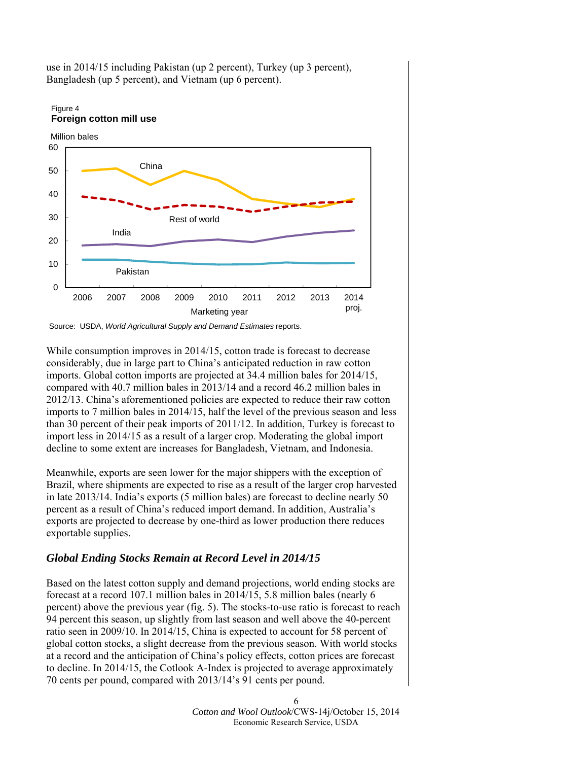use in 2014/15 including Pakistan (up 2 percent), Turkey (up 3 percent), Bangladesh (up 5 percent), and Vietnam (up 6 percent).

Figure 4
**Foreign cotton mill use**

Source: USDA, *World Agricultural Supply and Demand Estimates* reports.

While consumption improves in 2014/15, cotton trade is forecast to decrease considerably, due in large part to China's anticipated reduction in raw cotton imports. Global cotton imports are projected at 34.4 million bales for 2014/15, compared with 40.7 million bales in 2013/14 and a record 46.2 million bales in 2012/13. China's aforementioned policies are expected to reduce their raw cotton imports to 7 million bales in 2014/15, half the level of the previous season and less than 30 percent of their peak imports of 2011/12. In addition, Turkey is forecast to import less in 2014/15 as a result of a larger crop. Moderating the global import decline to some extent are increases for Bangladesh, Vietnam, and Indonesia.

Meanwhile, exports are seen lower for the major shippers with the exception of Brazil, where shipments are expected to rise as a result of the larger crop harvested in late 2013/14. India's exports (5 million bales) are forecast to decline nearly 50 percent as a result of China's reduced import demand. In addition, Australia's exports are projected to decrease by one-third as lower production there reduces exportable supplies.

### *Global Ending Stocks Remain at Record Level in 2014/15*

Based on the latest cotton supply and demand projections, world ending stocks are forecast at a record 107.1 million bales in 2014/15, 5.8 million bales (nearly 6 percent) above the previous year (fig. 5). The stocks-to-use ratio is forecast to reach 94 percent this season, up slightly from last season and well above the 40-percent ratio seen in 2009/10. In 2014/15, China is expected to account for 58 percent of global cotton stocks, a slight decrease from the previous season. With world stocks at a record and the anticipation of China's policy effects, cotton prices are forecast to decline. In 2014/15, the Cotlook A-Index is projected to average approximately 70 cents per pound, compared with 2013/14's 91 cents per pound.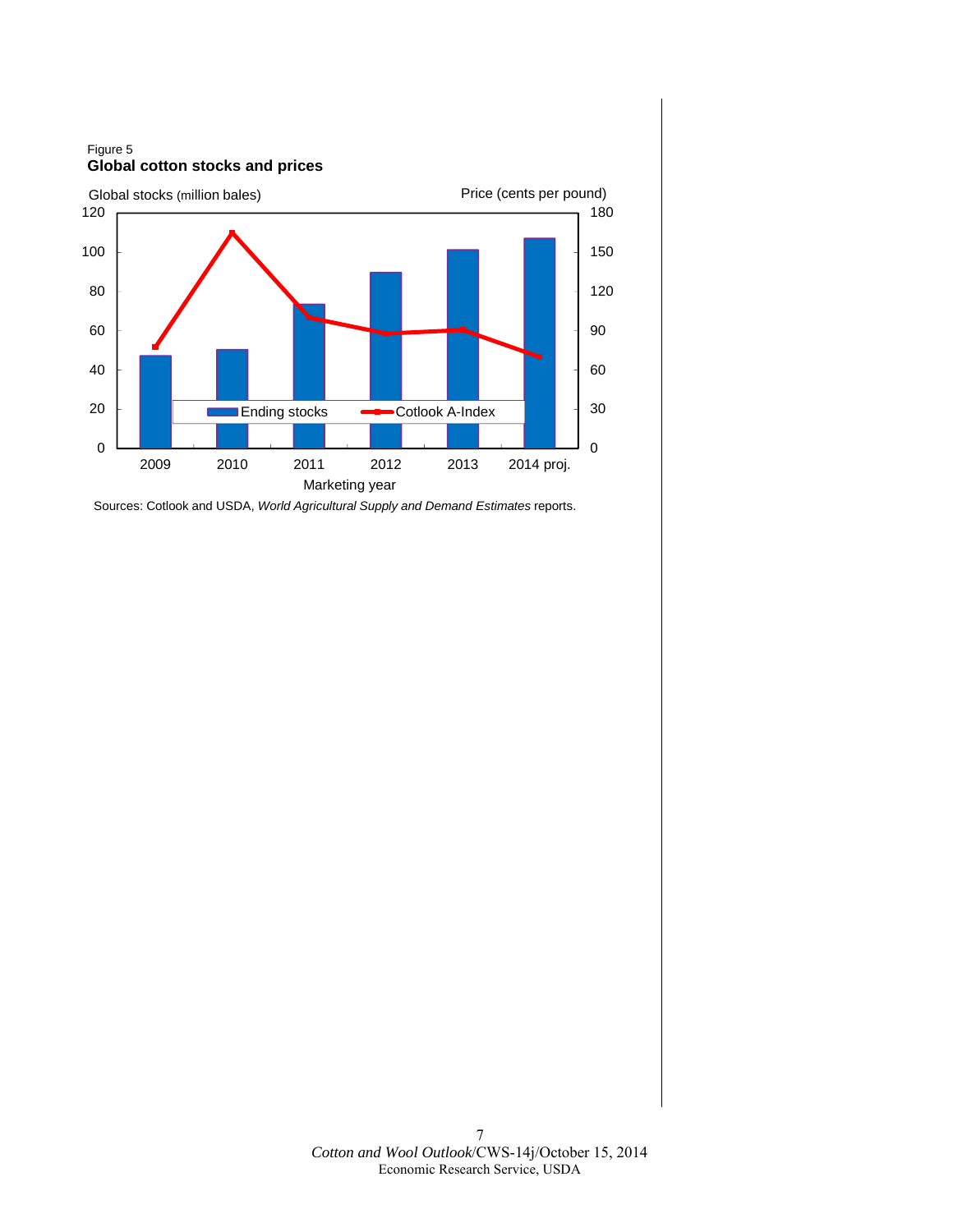Figure 5
**Global cotton stocks and prices**

Sources: Cotlook and USDA, *World Agricultural Supply and Demand Estimates* reports.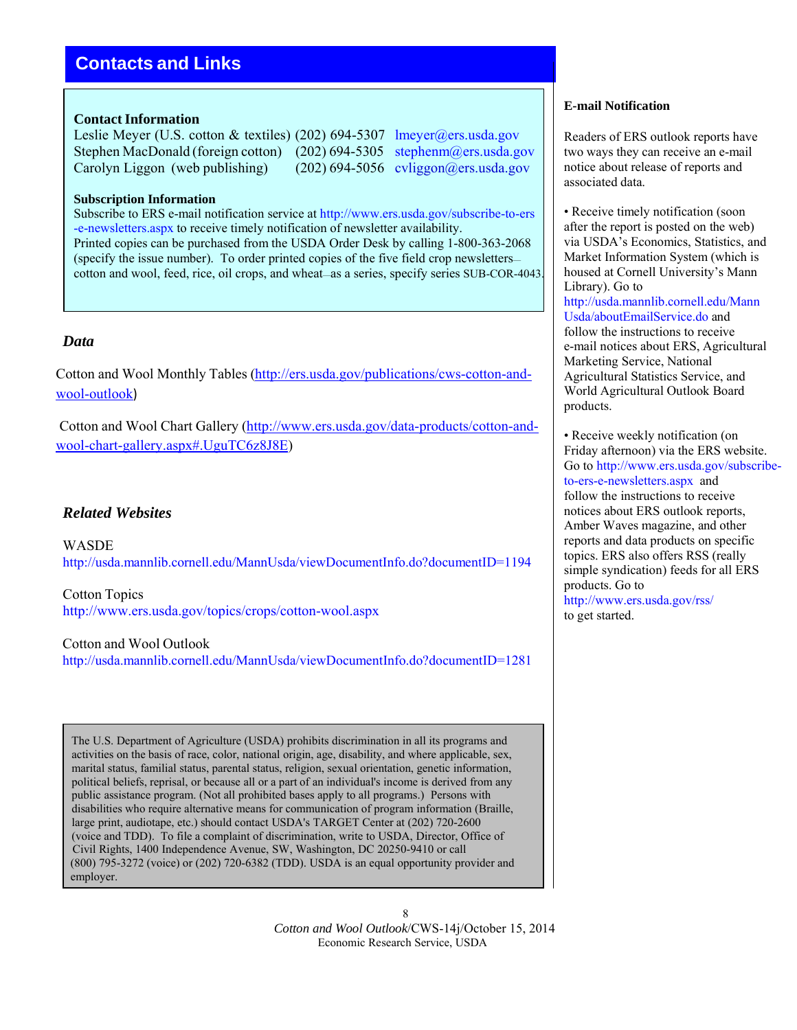# Contacts and Links

### Contact Information

Leslie Meyer (U.S. cotton & textiles) (202) 694-5307 lmeyer@ers.usda.gov
Stephen MacDonald (foreign cotton) (202) 694-5305 stephenm@ers.usda.gov
Carolyn Liggon (web publishing) (202) 694-5056 cvliggon@ers.usda.gov

### Subscription Information

Subscribe to ERS e-mail notification service at http://www.ers.usda.gov/subscribe-to-ers-e-newsletters.aspx to receive timely notification of newsletter availability.
Printed copies can be purchased from the USDA Order Desk by calling 1-800-363-2068 (specify the issue number). To order printed copies of the five field crop newsletters—cotton and wool, feed, rice, oil crops, and wheat—as a series, specify series SUB-COR-4043.

## *Data*

Cotton and Wool Monthly Tables (http://ers.usda.gov/publications/cws-cotton-and-wool-outlook)

Cotton and Wool Chart Gallery (http://www.ers.usda.gov/data-products/cotton-and-wool-chart-gallery.aspx#.UguTC6z8J8E)

## *Related Websites*

WASDE
http://usda.mannlib.cornell.edu/MannUsda/viewDocumentInfo.do?documentID=1194

Cotton Topics
http://www.ers.usda.gov/topics/crops/cotton-wool.aspx

Cotton and Wool Outlook
http://usda.mannlib.cornell.edu/MannUsda/viewDocumentInfo.do?documentID=1281

The U.S. Department of Agriculture (USDA) prohibits discrimination in all its programs and activities on the basis of race, color, national origin, age, disability, and where applicable, sex, marital status, familial status, parental status, religion, sexual orientation, genetic information, political beliefs, reprisal, or because all or a part of an individual's income is derived from any public assistance program. (Not all prohibited bases apply to all programs.) Persons with disabilities who require alternative means for communication of program information (Braille, large print, audiotape, etc.) should contact USDA's TARGET Center at (202) 720-2600 (voice and TDD). To file a complaint of discrimination, write to USDA, Director, Office of Civil Rights, 1400 Independence Avenue, SW, Washington, DC 20250-9410 or call (800) 795-3272 (voice) or (202) 720-6382 (TDD). USDA is an equal opportunity provider and employer.

### E-mail Notification

Readers of ERS outlook reports have two ways they can receive an e-mail notice about release of reports and associated data.

- Receive timely notification (soon after the report is posted on the web) via USDA's Economics, Statistics, and Market Information System (which is housed at Cornell University's Mann Library). Go to http://usda.mannlib.cornell.edu/MannUsda/aboutEmailService.do and follow the instructions to receive e-mail notices about ERS, Agricultural Marketing Service, National Agricultural Statistics Service, and World Agricultural Outlook Board products.

- Receive weekly notification (on Friday afternoon) via the ERS website. Go to http://www.ers.usda.gov/subscribe-to-ers-e-newsletters.aspx and follow the instructions to receive notices about ERS outlook reports, Amber Waves magazine, and other reports and data products on specific topics. ERS also offers RSS (really simple syndication) feeds for all ERS products. Go to http://www.ers.usda.gov/rss/ to get started.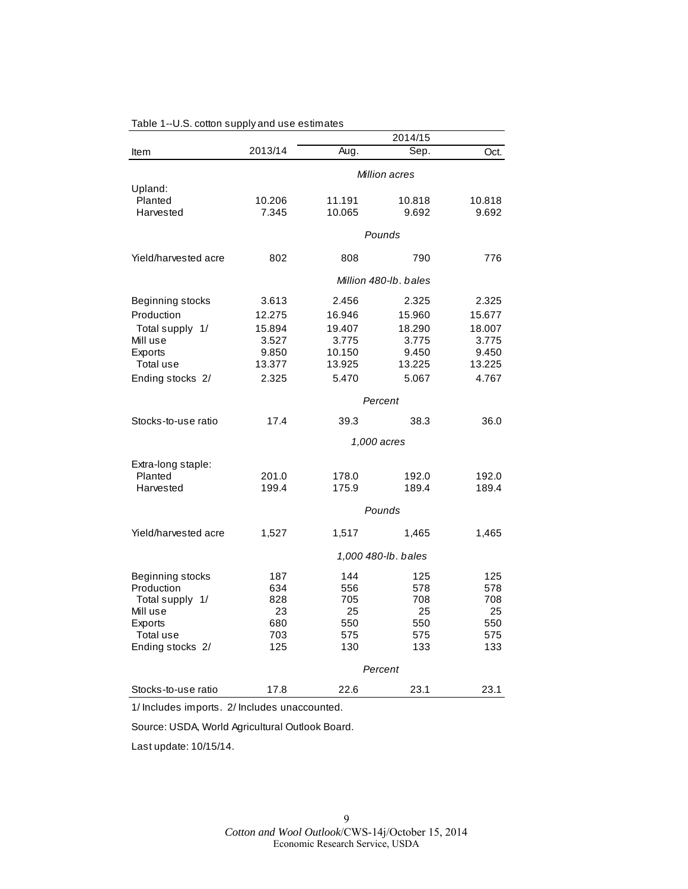Table 1--U.S. cotton supply and use estimates

| Item | 2013/14 | 2014/15 | | |
|---|---|---|---|---|
| | | Aug. | Sep. | Oct. |
| | | *Million acres* | | |
| Upland: | | | | |
| Planted | 10.206 | 11.191 | 10.818 | 10.818 |
| Harvested | 7.345 | 10.065 | 9.692 | 9.692 |
| | | *Pounds* | | |
| Yield/harvested acre | 802 | 808 | 790 | 776 |
| | | *Million 480-lb. bales* | | |
| Beginning stocks | 3.613 | 2.456 | 2.325 | 2.325 |
| Production | 12.275 | 16.946 | 15.960 | 15.677 |
| Total supply 1/ | 15.894 | 19.407 | 18.290 | 18.007 |
| Mill use | 3.527 | 3.775 | 3.775 | 3.775 |
| Exports | 9.850 | 10.150 | 9.450 | 9.450 |
| Total use | 13.377 | 13.925 | 13.225 | 13.225 |
| Ending stocks 2/ | 2.325 | 5.470 | 5.067 | 4.767 |
| | | *Percent* | | |
| Stocks-to-use ratio | 17.4 | 39.3 | 38.3 | 36.0 |
| | | *1,000 acres* | | |
| Extra-long staple: | | | | |
| Planted | 201.0 | 178.0 | 192.0 | 192.0 |
| Harvested | 199.4 | 175.9 | 189.4 | 189.4 |
| | | *Pounds* | | |
| Yield/harvested acre | 1,527 | 1,517 | 1,465 | 1,465 |
| | | *1,000 480-lb. bales* | | |
| Beginning stocks | 187 | 144 | 125 | 125 |
| Production | 634 | 556 | 578 | 578 |
| Total supply 1/ | 828 | 705 | 708 | 708 |
| Mill use | 23 | 25 | 25 | 25 |
| Exports | 680 | 550 | 550 | 550 |
| Total use | 703 | 575 | 575 | 575 |
| Ending stocks 2/ | 125 | 130 | 133 | 133 |
| | | *Percent* | | |
| Stocks-to-use ratio | 17.8 | 22.6 | 23.1 | 23.1 |

1/ Includes imports. 2/ Includes unaccounted.

Source: USDA, World Agricultural Outlook Board.

Last update: 10/15/14.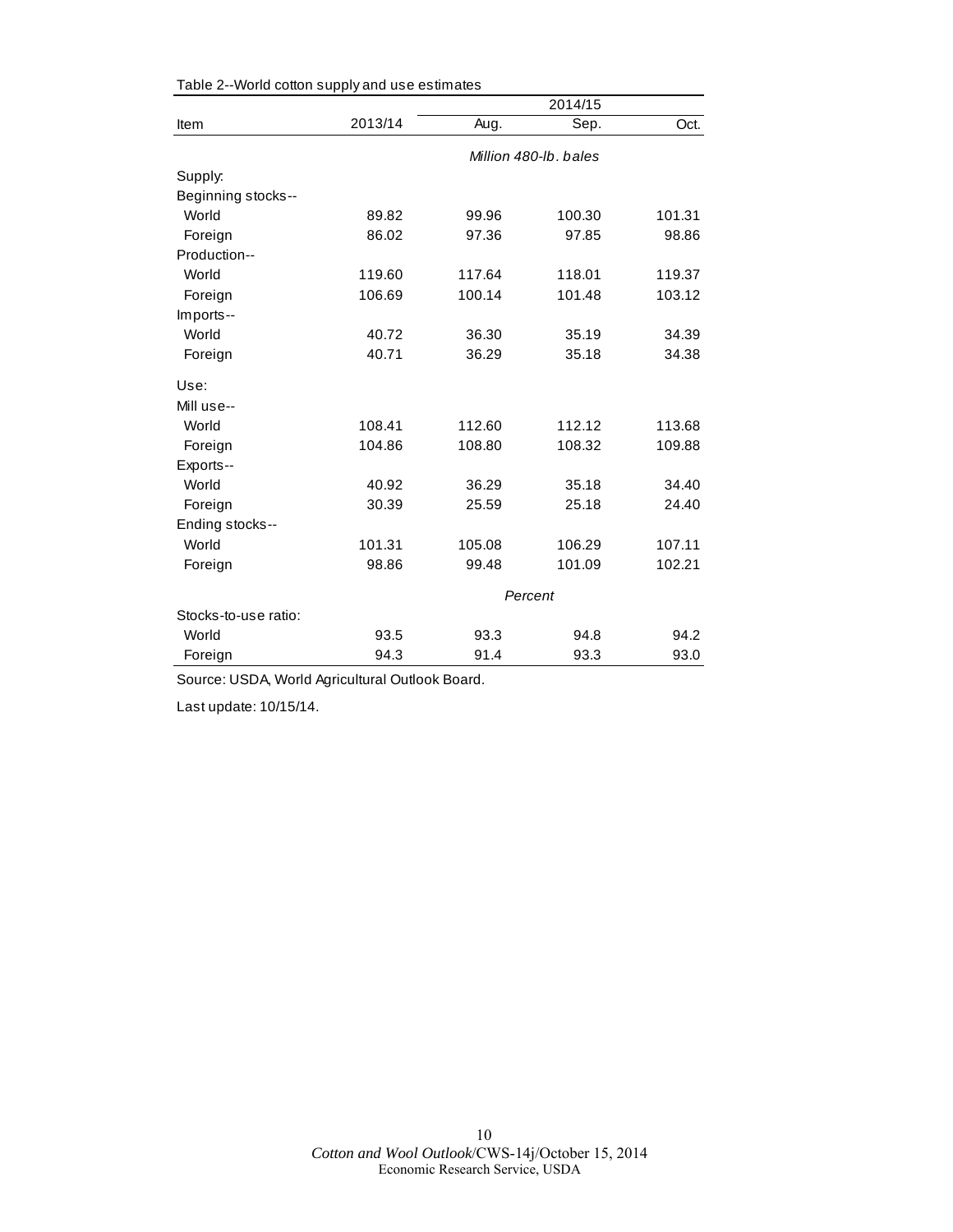Table 2--World cotton supply and use estimates

| Item | 2013/14 | 2014/15 | | |
|---|---|---|---|---|
| | | Aug. | Sep. | Oct. |
| | | *Million 480-lb. bales* | | |
| Supply: | | | | |
| Beginning stocks-- | | | | |
| World | 89.82 | 99.96 | 100.30 | 101.31 |
| Foreign | 86.02 | 97.36 | 97.85 | 98.86 |
| Production-- | | | | |
| World | 119.60 | 117.64 | 118.01 | 119.37 |
| Foreign | 106.69 | 100.14 | 101.48 | 103.12 |
| Imports-- | | | | |
| World | 40.72 | 36.30 | 35.19 | 34.39 |
| Foreign | 40.71 | 36.29 | 35.18 | 34.38 |
| Use: | | | | |
| Mill use-- | | | | |
| World | 108.41 | 112.60 | 112.12 | 113.68 |
| Foreign | 104.86 | 108.80 | 108.32 | 109.88 |
| Exports-- | | | | |
| World | 40.92 | 36.29 | 35.18 | 34.40 |
| Foreign | 30.39 | 25.59 | 25.18 | 24.40 |
| Ending stocks-- | | | | |
| World | 101.31 | 105.08 | 106.29 | 107.11 |
| Foreign | 98.86 | 99.48 | 101.09 | 102.21 |
| | | *Percent* | | |
| Stocks-to-use ratio: | | | | |
| World | 93.5 | 93.3 | 94.8 | 94.2 |
| Foreign | 94.3 | 91.4 | 93.3 | 93.0 |

Source: USDA, World Agricultural Outlook Board.

Last update: 10/15/14.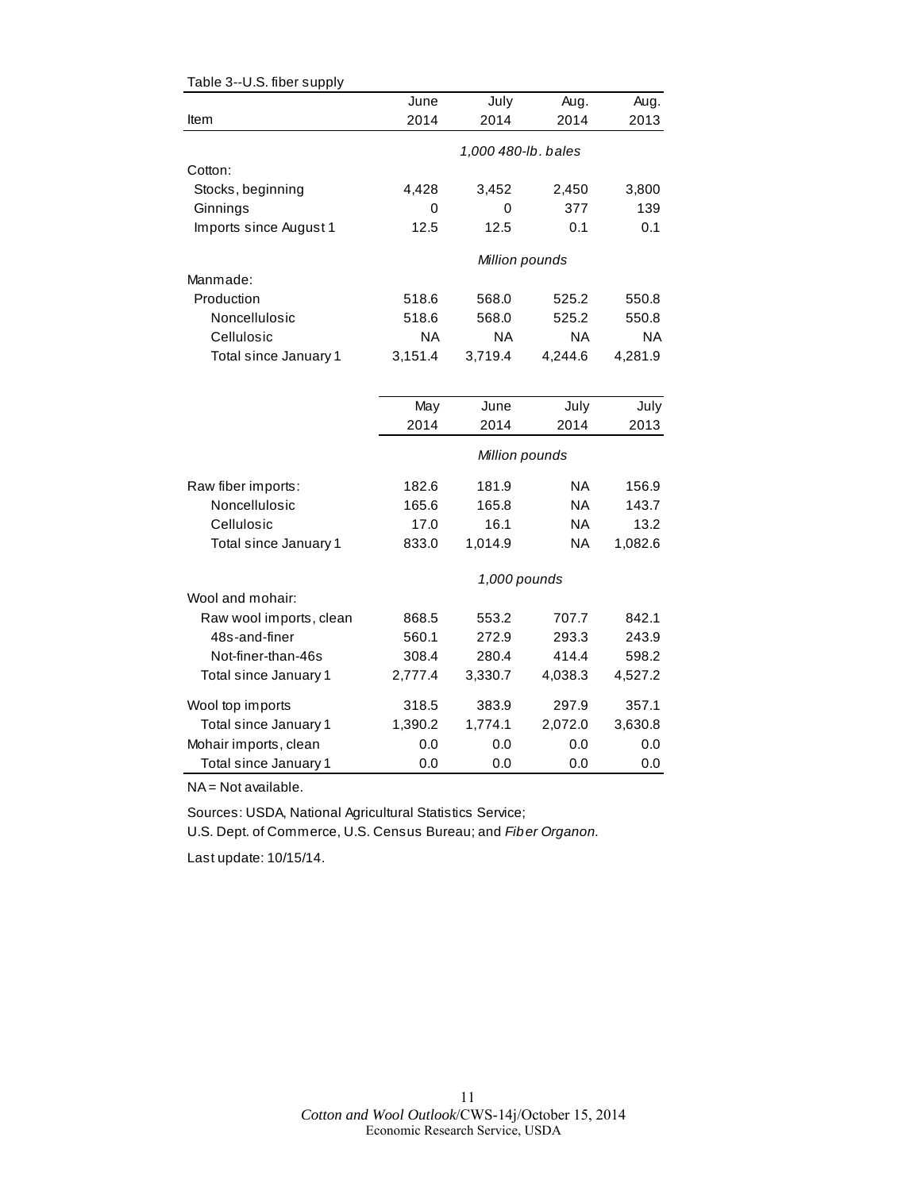Table 3--U.S. fiber supply

| Item | June 2014 | July 2014 | Aug. 2014 | Aug. 2013 |
|---|---|---|---|---|
| | *1,000 480-lb. bales* | | | |
| Cotton: | | | | |
| Stocks, beginning | 4,428 | 3,452 | 2,450 | 3,800 |
| Ginnings | 0 | 0 | 377 | 139 |
| Imports since August 1 | 12.5 | 12.5 | 0.1 | 0.1 |
| | *Million pounds* | | | |
| Manmade: | | | | |
| Production | 518.6 | 568.0 | 525.2 | 550.8 |
| Noncellulosic | 518.6 | 568.0 | 525.2 | 550.8 |
| Cellulosic | NA | NA | NA | NA |
| Total since January 1 | 3,151.4 | 3,719.4 | 4,244.6 | 4,281.9 |
| | **May 2014** | **June 2014** | **July 2014** | **July 2013** |
| | *Million pounds* | | | |
| Raw fiber imports: | 182.6 | 181.9 | NA | 156.9 |
| Noncellulosic | 165.6 | 165.8 | NA | 143.7 |
| Cellulosic | 17.0 | 16.1 | NA | 13.2 |
| Total since January 1 | 833.0 | 1,014.9 | NA | 1,082.6 |
| | *1,000 pounds* | | | |
| Wool and mohair: | | | | |
| Raw wool imports, clean | 868.5 | 553.2 | 707.7 | 842.1 |
| 48s-and-finer | 560.1 | 272.9 | 293.3 | 243.9 |
| Not-finer-than-46s | 308.4 | 280.4 | 414.4 | 598.2 |
| Total since January 1 | 2,777.4 | 3,330.7 | 4,038.3 | 4,527.2 |
| Wool top imports | 318.5 | 383.9 | 297.9 | 357.1 |
| Total since January 1 | 1,390.2 | 1,774.1 | 2,072.0 | 3,630.8 |
| Mohair imports, clean | 0.0 | 0.0 | 0.0 | 0.0 |
| Total since January 1 | 0.0 | 0.0 | 0.0 | 0.0 |

NA = Not available.

Sources: USDA, National Agricultural Statistics Service;
U.S. Dept. of Commerce, U.S. Census Bureau; and *Fiber Organon*.

Last update: 10/15/14.

*Cotton and Wool Outlook*/CWS-14j/October 15, 2014
Economic Research Service, USDA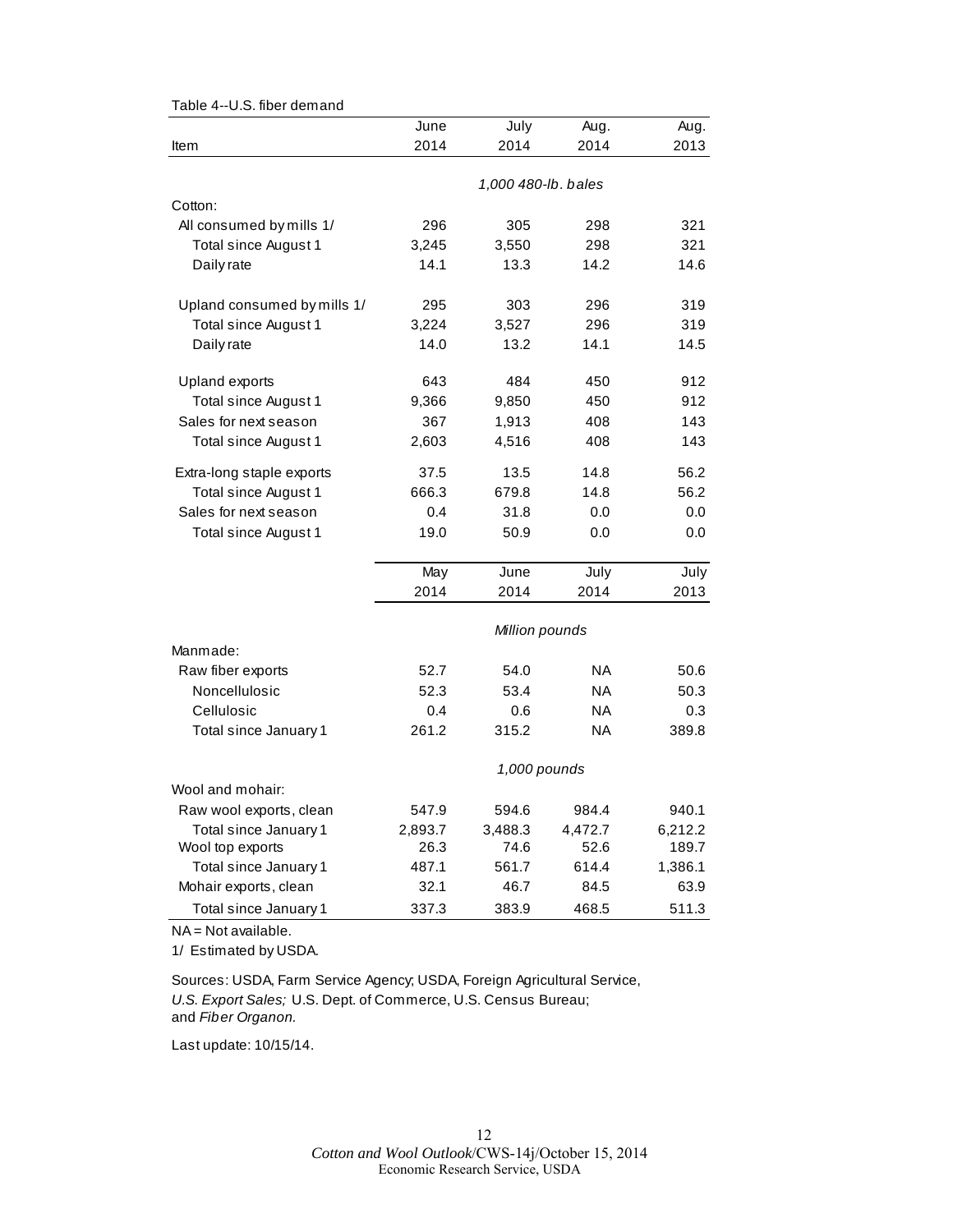Table 4--U.S. fiber demand

| Item | June 2014 | July 2014 | Aug. 2014 | Aug. 2013 |
|---|---|---|---|---|
| | *1,000 480-lb. bales* | | | |
| Cotton: | | | | |
| All consumed by mills 1/ | 296 | 305 | 298 | 321 |
| Total since August 1 | 3,245 | 3,550 | 298 | 321 |
| Daily rate | 14.1 | 13.3 | 14.2 | 14.6 |
| Upland consumed by mills 1/ | 295 | 303 | 296 | 319 |
| Total since August 1 | 3,224 | 3,527 | 296 | 319 |
| Daily rate | 14.0 | 13.2 | 14.1 | 14.5 |
| Upland exports | 643 | 484 | 450 | 912 |
| Total since August 1 | 9,366 | 9,850 | 450 | 912 |
| Sales for next season | 367 | 1,913 | 408 | 143 |
| Total since August 1 | 2,603 | 4,516 | 408 | 143 |
| Extra-long staple exports | 37.5 | 13.5 | 14.8 | 56.2 |
| Total since August 1 | 666.3 | 679.8 | 14.8 | 56.2 |
| Sales for next season | 0.4 | 31.8 | 0.0 | 0.0 |
| Total since August 1 | 19.0 | 50.9 | 0.0 | 0.0 |
| | May 2014 | June 2014 | July 2014 | July 2013 |
| | *Million pounds* | | | |
| Manmade: | | | | |
| Raw fiber exports | 52.7 | 54.0 | NA | 50.6 |
| Noncellulosic | 52.3 | 53.4 | NA | 50.3 |
| Cellulosic | 0.4 | 0.6 | NA | 0.3 |
| Total since January 1 | 261.2 | 315.2 | NA | 389.8 |
| | *1,000 pounds* | | | |
| Wool and mohair: | | | | |
| Raw wool exports, clean | 547.9 | 594.6 | 984.4 | 940.1 |
| Total since January 1 | 2,893.7 | 3,488.3 | 4,472.7 | 6,212.2 |
| Wool top exports | 26.3 | 74.6 | 52.6 | 189.7 |
| Total since January 1 | 487.1 | 561.7 | 614.4 | 1,386.1 |
| Mohair exports, clean | 32.1 | 46.7 | 84.5 | 63.9 |
| Total since January 1 | 337.3 | 383.9 | 468.5 | 511.3 |

NA = Not available.

1/ Estimated by USDA.

Sources: USDA, Farm Service Agency; USDA, Foreign Agricultural Service, *U.S. Export Sales;* U.S. Dept. of Commerce, U.S. Census Bureau; and *Fiber Organon.*

Last update: 10/15/14.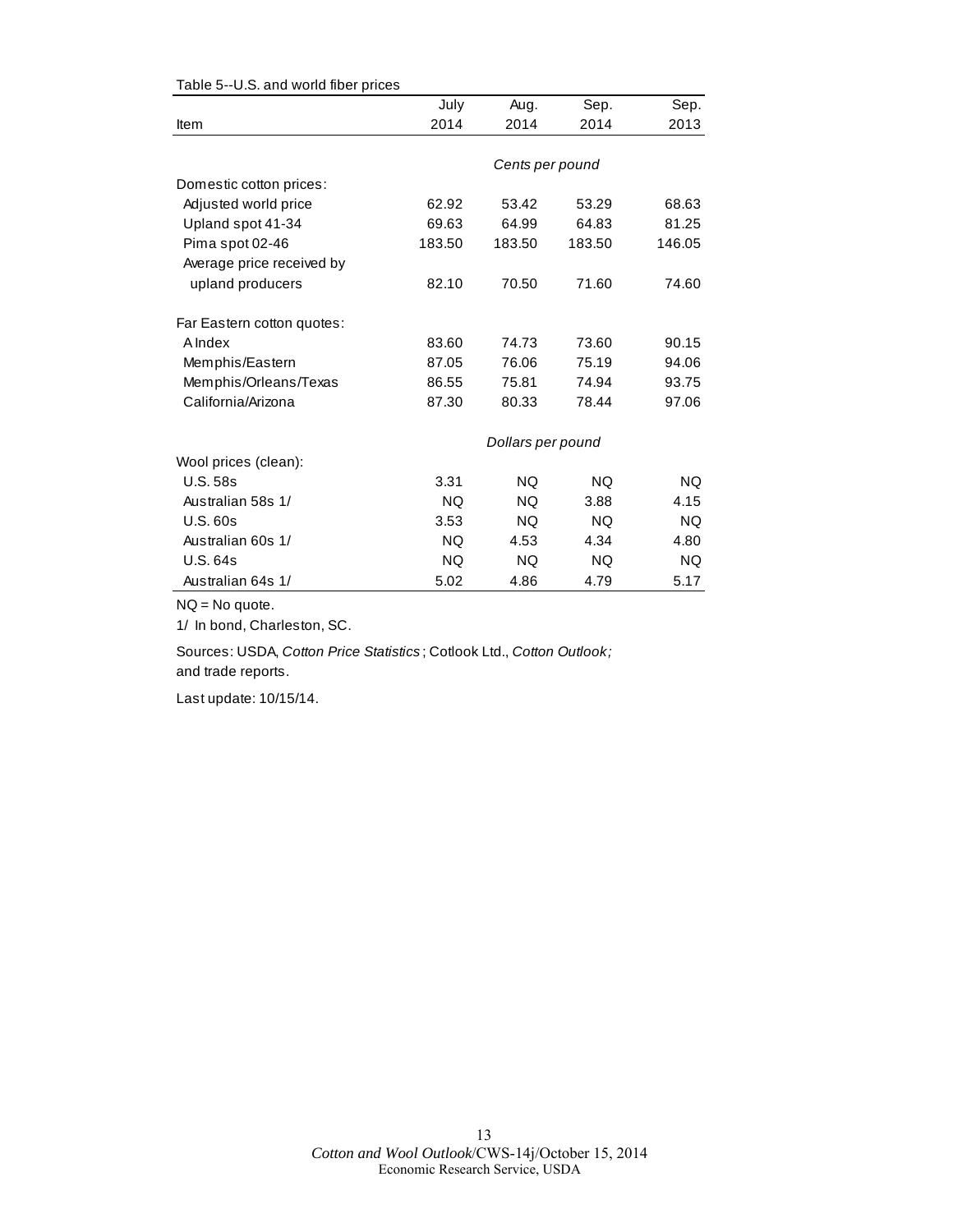Table 5--U.S. and world fiber prices

| Item | July 2014 | Aug. 2014 | Sep. 2014 | Sep. 2013 |
|---|---|---|---|---|
| | *Cents per pound* | | | |
| Domestic cotton prices: | | | | |
| Adjusted world price | 62.92 | 53.42 | 53.29 | 68.63 |
| Upland spot 41-34 | 69.63 | 64.99 | 64.83 | 81.25 |
| Pima spot 02-46 | 183.50 | 183.50 | 183.50 | 146.05 |
| Average price received by upland producers | 82.10 | 70.50 | 71.60 | 74.60 |
| Far Eastern cotton quotes: | | | | |
| A Index | 83.60 | 74.73 | 73.60 | 90.15 |
| Memphis/Eastern | 87.05 | 76.06 | 75.19 | 94.06 |
| Memphis/Orleans/Texas | 86.55 | 75.81 | 74.94 | 93.75 |
| California/Arizona | 87.30 | 80.33 | 78.44 | 97.06 |
| | *Dollars per pound* | | | |
| Wool prices (clean): | | | | |
| U.S. 58s | 3.31 | NQ | NQ | NQ |
| Australian 58s 1/ | NQ | NQ | 3.88 | 4.15 |
| U.S. 60s | 3.53 | NQ | NQ | NQ |
| Australian 60s 1/ | NQ | 4.53 | 4.34 | 4.80 |
| U.S. 64s | NQ | NQ | NQ | NQ |
| Australian 64s 1/ | 5.02 | 4.86 | 4.79 | 5.17 |

NQ = No quote.

1/ In bond, Charleston, SC.

Sources: USDA, *Cotton Price Statistics*; Cotlook Ltd., *Cotton Outlook;* and trade reports.

Last update: 10/15/14.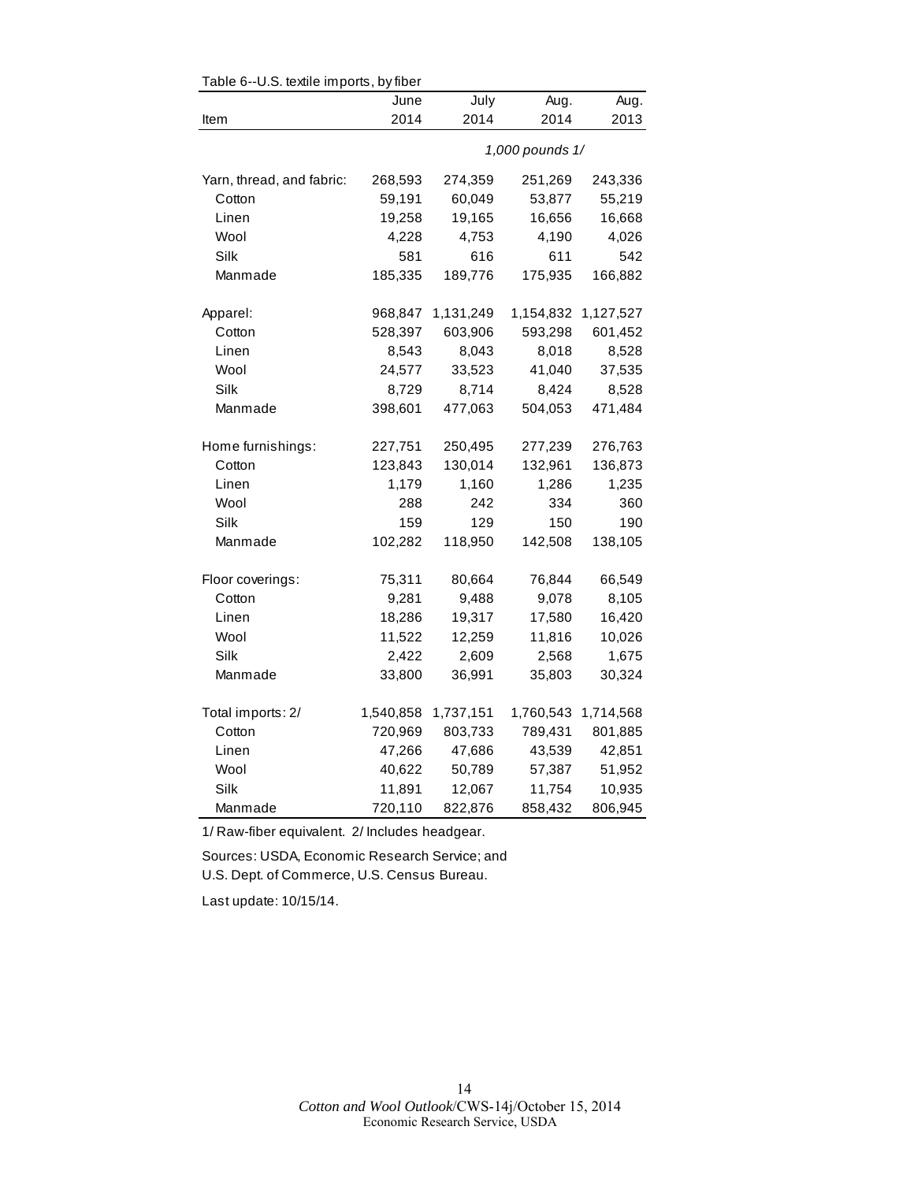Table 6--U.S. textile imports, by fiber

| Item | June 2014 | July 2014 | Aug. 2014 | Aug. 2013 |
|---|---|---|---|---|
| | | | 1,000 pounds 1/ | |
| Yarn, thread, and fabric: | 268,593 | 274,359 | 251,269 | 243,336 |
| Cotton | 59,191 | 60,049 | 53,877 | 55,219 |
| Linen | 19,258 | 19,165 | 16,656 | 16,668 |
| Wool | 4,228 | 4,753 | 4,190 | 4,026 |
| Silk | 581 | 616 | 611 | 542 |
| Manmade | 185,335 | 189,776 | 175,935 | 166,882 |
| Apparel: | 968,847 | 1,131,249 | 1,154,832 | 1,127,527 |
| Cotton | 528,397 | 603,906 | 593,298 | 601,452 |
| Linen | 8,543 | 8,043 | 8,018 | 8,528 |
| Wool | 24,577 | 33,523 | 41,040 | 37,535 |
| Silk | 8,729 | 8,714 | 8,424 | 8,528 |
| Manmade | 398,601 | 477,063 | 504,053 | 471,484 |
| Home furnishings: | 227,751 | 250,495 | 277,239 | 276,763 |
| Cotton | 123,843 | 130,014 | 132,961 | 136,873 |
| Linen | 1,179 | 1,160 | 1,286 | 1,235 |
| Wool | 288 | 242 | 334 | 360 |
| Silk | 159 | 129 | 150 | 190 |
| Manmade | 102,282 | 118,950 | 142,508 | 138,105 |
| Floor coverings: | 75,311 | 80,664 | 76,844 | 66,549 |
| Cotton | 9,281 | 9,488 | 9,078 | 8,105 |
| Linen | 18,286 | 19,317 | 17,580 | 16,420 |
| Wool | 11,522 | 12,259 | 11,816 | 10,026 |
| Silk | 2,422 | 2,609 | 2,568 | 1,675 |
| Manmade | 33,800 | 36,991 | 35,803 | 30,324 |
| Total imports: 2/ | 1,540,858 | 1,737,151 | 1,760,543 | 1,714,568 |
| Cotton | 720,969 | 803,733 | 789,431 | 801,885 |
| Linen | 47,266 | 47,686 | 43,539 | 42,851 |
| Wool | 40,622 | 50,789 | 57,387 | 51,952 |
| Silk | 11,891 | 12,067 | 11,754 | 10,935 |
| Manmade | 720,110 | 822,876 | 858,432 | 806,945 |

1/ Raw-fiber equivalent. 2/ Includes headgear.

Sources: USDA, Economic Research Service; and U.S. Dept. of Commerce, U.S. Census Bureau.

Last update: 10/15/14.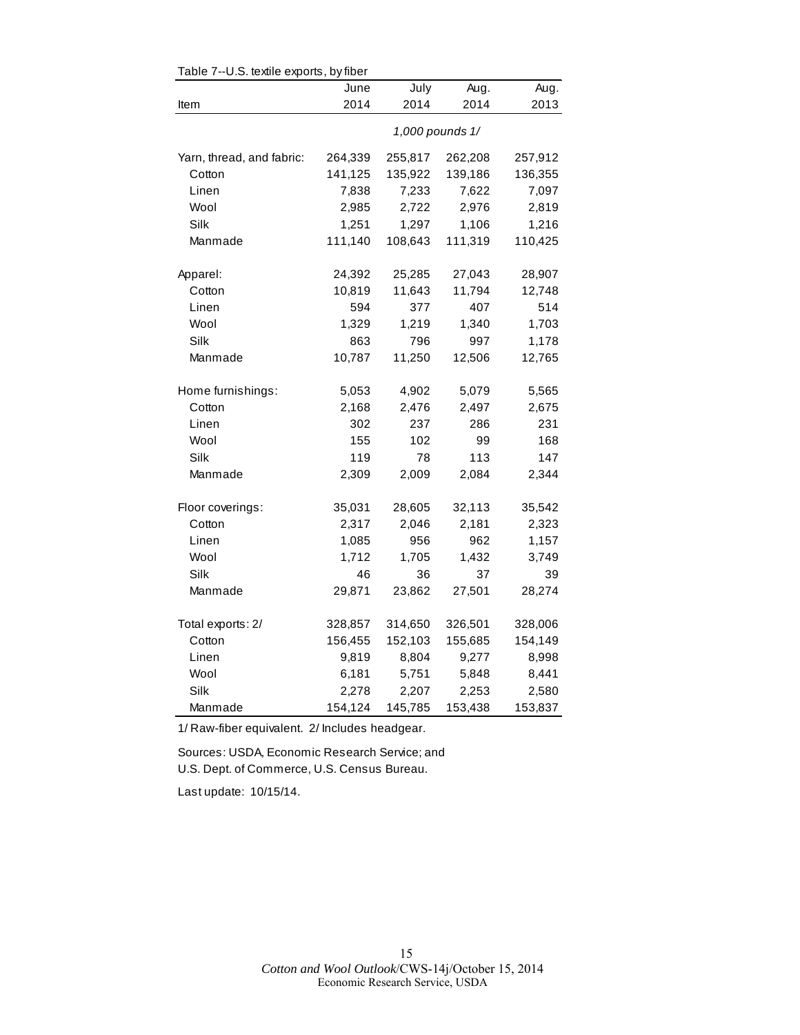Table 7--U.S. textile exports, by fiber

| Item | June 2014 | July 2014 | Aug. 2014 | Aug. 2013 |
|---|---|---|---|---|
| | 1,000 pounds 1/ | | | |
| Yarn, thread, and fabric: | 264,339 | 255,817 | 262,208 | 257,912 |
| Cotton | 141,125 | 135,922 | 139,186 | 136,355 |
| Linen | 7,838 | 7,233 | 7,622 | 7,097 |
| Wool | 2,985 | 2,722 | 2,976 | 2,819 |
| Silk | 1,251 | 1,297 | 1,106 | 1,216 |
| Manmade | 111,140 | 108,643 | 111,319 | 110,425 |
| Apparel: | 24,392 | 25,285 | 27,043 | 28,907 |
| Cotton | 10,819 | 11,643 | 11,794 | 12,748 |
| Linen | 594 | 377 | 407 | 514 |
| Wool | 1,329 | 1,219 | 1,340 | 1,703 |
| Silk | 863 | 796 | 997 | 1,178 |
| Manmade | 10,787 | 11,250 | 12,506 | 12,765 |
| Home furnishings: | 5,053 | 4,902 | 5,079 | 5,565 |
| Cotton | 2,168 | 2,476 | 2,497 | 2,675 |
| Linen | 302 | 237 | 286 | 231 |
| Wool | 155 | 102 | 99 | 168 |
| Silk | 119 | 78 | 113 | 147 |
| Manmade | 2,309 | 2,009 | 2,084 | 2,344 |
| Floor coverings: | 35,031 | 28,605 | 32,113 | 35,542 |
| Cotton | 2,317 | 2,046 | 2,181 | 2,323 |
| Linen | 1,085 | 956 | 962 | 1,157 |
| Wool | 1,712 | 1,705 | 1,432 | 3,749 |
| Silk | 46 | 36 | 37 | 39 |
| Manmade | 29,871 | 23,862 | 27,501 | 28,274 |
| Total exports: 2/ | 328,857 | 314,650 | 326,501 | 328,006 |
| Cotton | 156,455 | 152,103 | 155,685 | 154,149 |
| Linen | 9,819 | 8,804 | 9,277 | 8,998 |
| Wool | 6,181 | 5,751 | 5,848 | 8,441 |
| Silk | 2,278 | 2,207 | 2,253 | 2,580 |
| Manmade | 154,124 | 145,785 | 153,438 | 153,837 |

1/ Raw-fiber equivalent. 2/ Includes headgear.

Sources: USDA, Economic Research Service; and U.S. Dept. of Commerce, U.S. Census Bureau.

Last update: 10/15/14.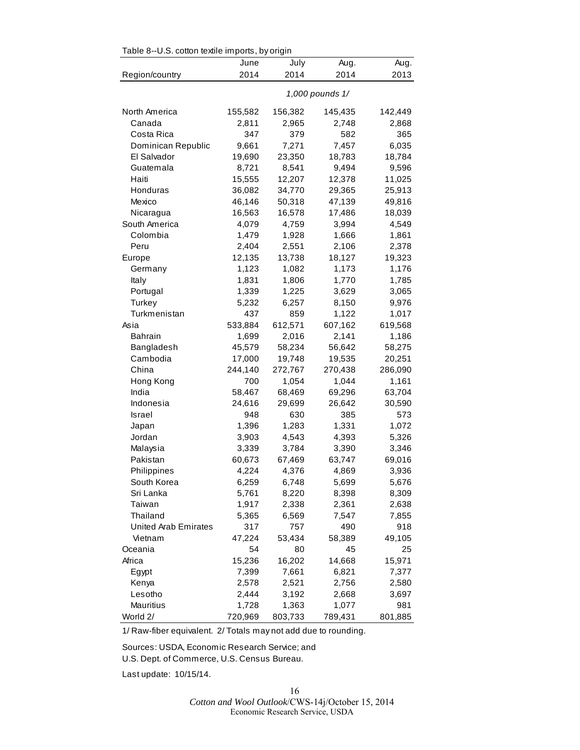Table 8--U.S. cotton textile imports, by origin

| Region/country | June 2014 | July 2014 | Aug. 2014 | Aug. 2013 |
|---|---|---|---|---|
| | | *1,000 pounds 1/* | | |
| North America | 155,582 | 156,382 | 145,435 | 142,449 |
| Canada | 2,811 | 2,965 | 2,748 | 2,868 |
| Costa Rica | 347 | 379 | 582 | 365 |
| Dominican Republic | 9,661 | 7,271 | 7,457 | 6,035 |
| El Salvador | 19,690 | 23,350 | 18,783 | 18,784 |
| Guatemala | 8,721 | 8,541 | 9,494 | 9,596 |
| Haiti | 15,555 | 12,207 | 12,378 | 11,025 |
| Honduras | 36,082 | 34,770 | 29,365 | 25,913 |
| Mexico | 46,146 | 50,318 | 47,139 | 49,816 |
| Nicaragua | 16,563 | 16,578 | 17,486 | 18,039 |
| South America | 4,079 | 4,759 | 3,994 | 4,549 |
| Colombia | 1,479 | 1,928 | 1,666 | 1,861 |
| Peru | 2,404 | 2,551 | 2,106 | 2,378 |
| Europe | 12,135 | 13,738 | 18,127 | 19,323 |
| Germany | 1,123 | 1,082 | 1,173 | 1,176 |
| Italy | 1,831 | 1,806 | 1,770 | 1,785 |
| Portugal | 1,339 | 1,225 | 3,629 | 3,065 |
| Turkey | 5,232 | 6,257 | 8,150 | 9,976 |
| Turkmenistan | 437 | 859 | 1,122 | 1,017 |
| Asia | 533,884 | 612,571 | 607,162 | 619,568 |
| Bahrain | 1,699 | 2,016 | 2,141 | 1,186 |
| Bangladesh | 45,579 | 58,234 | 56,642 | 58,275 |
| Cambodia | 17,000 | 19,748 | 19,535 | 20,251 |
| China | 244,140 | 272,767 | 270,438 | 286,090 |
| Hong Kong | 700 | 1,054 | 1,044 | 1,161 |
| India | 58,467 | 68,469 | 69,296 | 63,704 |
| Indonesia | 24,616 | 29,699 | 26,642 | 30,590 |
| Israel | 948 | 630 | 385 | 573 |
| Japan | 1,396 | 1,283 | 1,331 | 1,072 |
| Jordan | 3,903 | 4,543 | 4,393 | 5,326 |
| Malaysia | 3,339 | 3,784 | 3,390 | 3,346 |
| Pakistan | 60,673 | 67,469 | 63,747 | 69,016 |
| Philippines | 4,224 | 4,376 | 4,869 | 3,936 |
| South Korea | 6,259 | 6,748 | 5,699 | 5,676 |
| Sri Lanka | 5,761 | 8,220 | 8,398 | 8,309 |
| Taiwan | 1,917 | 2,338 | 2,361 | 2,638 |
| Thailand | 5,365 | 6,569 | 7,547 | 7,855 |
| United Arab Emirates | 317 | 757 | 490 | 918 |
| Vietnam | 47,224 | 53,434 | 58,389 | 49,105 |
| Oceania | 54 | 80 | 45 | 25 |
| Africa | 15,236 | 16,202 | 14,668 | 15,971 |
| Egypt | 7,399 | 7,661 | 6,821 | 7,377 |
| Kenya | 2,578 | 2,521 | 2,756 | 2,580 |
| Lesotho | 2,444 | 3,192 | 2,668 | 3,697 |
| Mauritius | 1,728 | 1,363 | 1,077 | 981 |
| World 2/ | 720,969 | 803,733 | 789,431 | 801,885 |

1/ Raw-fiber equivalent. 2/ Totals may not add due to rounding.

Sources: USDA, Economic Research Service; and U.S. Dept. of Commerce, U.S. Census Bureau.

Last update: 10/15/14.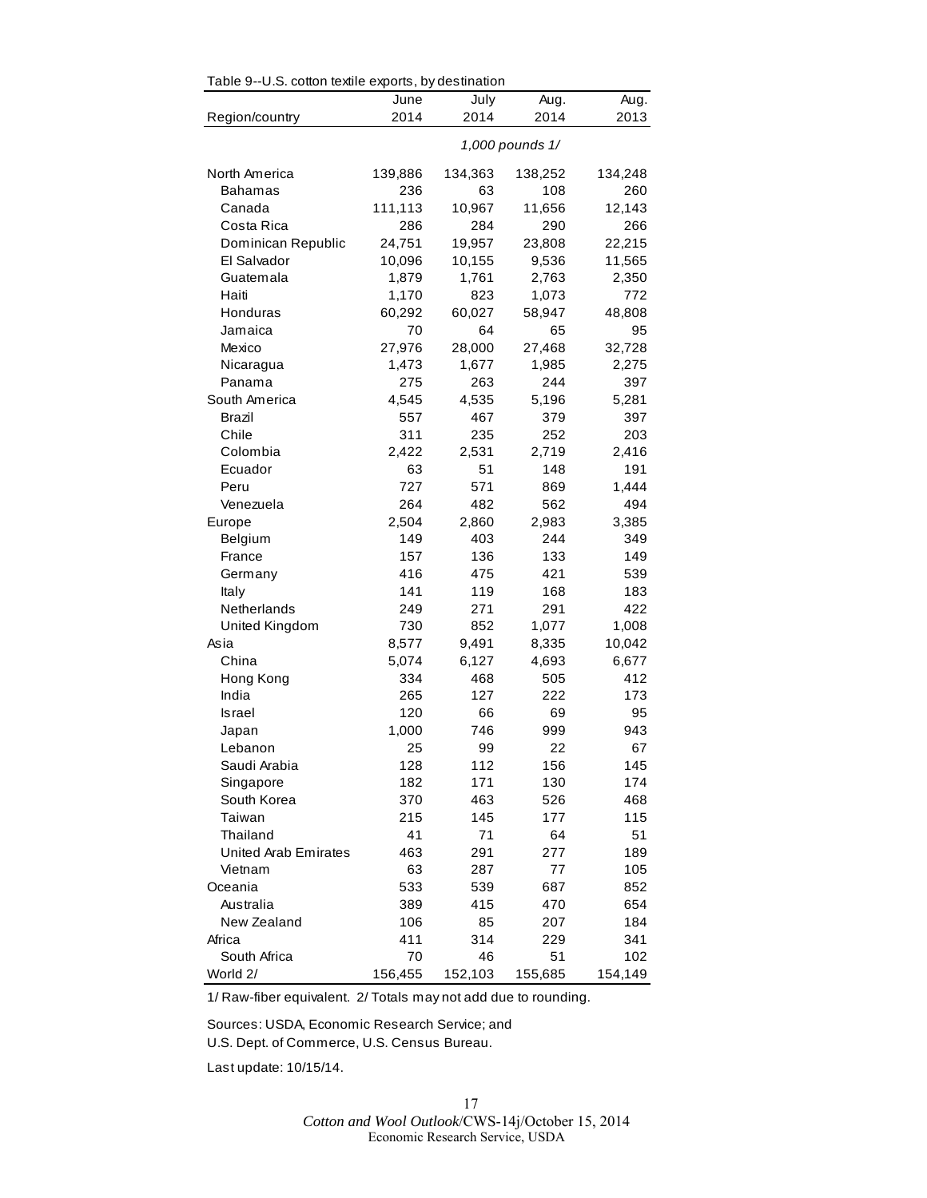Table 9--U.S. cotton textile exports, by destination

| Region/country | June 2014 | July 2014 | Aug. 2014 | Aug. 2013 |
|---|---|---|---|---|
| | | *1,000 pounds 1/* | | |
| North America | 139,886 | 134,363 | 138,252 | 134,248 |
| Bahamas | 236 | 63 | 108 | 260 |
| Canada | 111,113 | 10,967 | 11,656 | 12,143 |
| Costa Rica | 286 | 284 | 290 | 266 |
| Dominican Republic | 24,751 | 19,957 | 23,808 | 22,215 |
| El Salvador | 10,096 | 10,155 | 9,536 | 11,565 |
| Guatemala | 1,879 | 1,761 | 2,763 | 2,350 |
| Haiti | 1,170 | 823 | 1,073 | 772 |
| Honduras | 60,292 | 60,027 | 58,947 | 48,808 |
| Jamaica | 70 | 64 | 65 | 95 |
| Mexico | 27,976 | 28,000 | 27,468 | 32,728 |
| Nicaragua | 1,473 | 1,677 | 1,985 | 2,275 |
| Panama | 275 | 263 | 244 | 397 |
| South America | 4,545 | 4,535 | 5,196 | 5,281 |
| Brazil | 557 | 467 | 379 | 397 |
| Chile | 311 | 235 | 252 | 203 |
| Colombia | 2,422 | 2,531 | 2,719 | 2,416 |
| Ecuador | 63 | 51 | 148 | 191 |
| Peru | 727 | 571 | 869 | 1,444 |
| Venezuela | 264 | 482 | 562 | 494 |
| Europe | 2,504 | 2,860 | 2,983 | 3,385 |
| Belgium | 149 | 403 | 244 | 349 |
| France | 157 | 136 | 133 | 149 |
| Germany | 416 | 475 | 421 | 539 |
| Italy | 141 | 119 | 168 | 183 |
| Netherlands | 249 | 271 | 291 | 422 |
| United Kingdom | 730 | 852 | 1,077 | 1,008 |
| Asia | 8,577 | 9,491 | 8,335 | 10,042 |
| China | 5,074 | 6,127 | 4,693 | 6,677 |
| Hong Kong | 334 | 468 | 505 | 412 |
| India | 265 | 127 | 222 | 173 |
| Israel | 120 | 66 | 69 | 95 |
| Japan | 1,000 | 746 | 999 | 943 |
| Lebanon | 25 | 99 | 22 | 67 |
| Saudi Arabia | 128 | 112 | 156 | 145 |
| Singapore | 182 | 171 | 130 | 174 |
| South Korea | 370 | 463 | 526 | 468 |
| Taiwan | 215 | 145 | 177 | 115 |
| Thailand | 41 | 71 | 64 | 51 |
| United Arab Emirates | 463 | 291 | 277 | 189 |
| Vietnam | 63 | 287 | 77 | 105 |
| Oceania | 533 | 539 | 687 | 852 |
| Australia | 389 | 415 | 470 | 654 |
| New Zealand | 106 | 85 | 207 | 184 |
| Africa | 411 | 314 | 229 | 341 |
| South Africa | 70 | 46 | 51 | 102 |
| World 2/ | 156,455 | 152,103 | 155,685 | 154,149 |

1/ Raw-fiber equivalent. 2/ Totals may not add due to rounding.

Sources: USDA, Economic Research Service; and U.S. Dept. of Commerce, U.S. Census Bureau.

Last update: 10/15/14.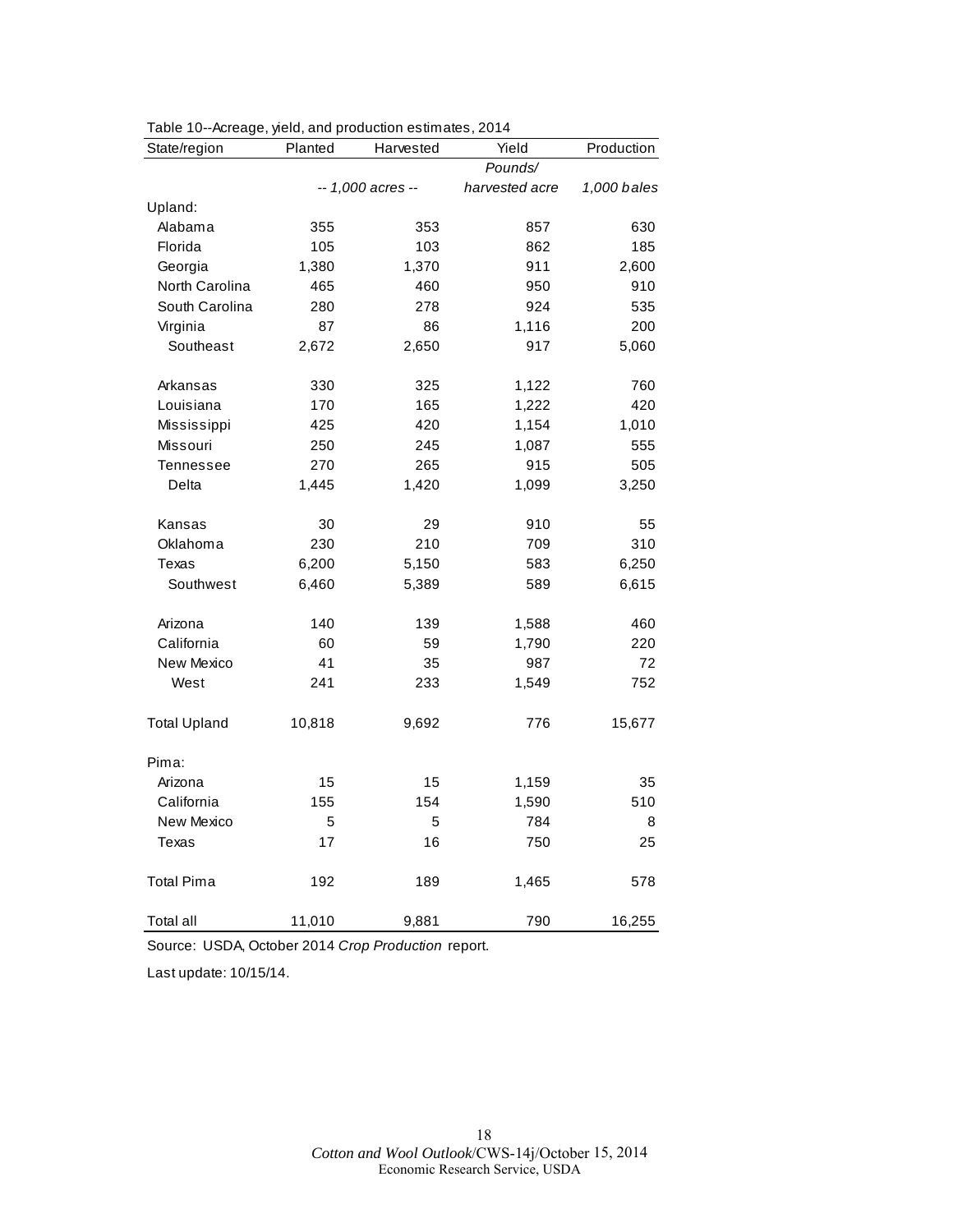Table 10--Acreage, yield, and production estimates, 2014

| State/region | Planted | Harvested | Yield | Production |
|---|---|---|---|---|
| | | | *Pounds/* | |
| | *-- 1,000 acres --* | | *harvested acre* | *1,000 bales* |
| Upland: | | | | |
| Alabama | 355 | 353 | 857 | 630 |
| Florida | 105 | 103 | 862 | 185 |
| Georgia | 1,380 | 1,370 | 911 | 2,600 |
| North Carolina | 465 | 460 | 950 | 910 |
| South Carolina | 280 | 278 | 924 | 535 |
| Virginia | 87 | 86 | 1,116 | 200 |
| Southeast | 2,672 | 2,650 | 917 | 5,060 |
| | | | | |
| Arkansas | 330 | 325 | 1,122 | 760 |
| Louisiana | 170 | 165 | 1,222 | 420 |
| Mississippi | 425 | 420 | 1,154 | 1,010 |
| Missouri | 250 | 245 | 1,087 | 555 |
| Tennessee | 270 | 265 | 915 | 505 |
| Delta | 1,445 | 1,420 | 1,099 | 3,250 |
| | | | | |
| Kansas | 30 | 29 | 910 | 55 |
| Oklahoma | 230 | 210 | 709 | 310 |
| Texas | 6,200 | 5,150 | 583 | 6,250 |
| Southwest | 6,460 | 5,389 | 589 | 6,615 |
| | | | | |
| Arizona | 140 | 139 | 1,588 | 460 |
| California | 60 | 59 | 1,790 | 220 |
| New Mexico | 41 | 35 | 987 | 72 |
| West | 241 | 233 | 1,549 | 752 |
| | | | | |
| Total Upland | 10,818 | 9,692 | 776 | 15,677 |
| | | | | |
| Pima: | | | | |
| Arizona | 15 | 15 | 1,159 | 35 |
| California | 155 | 154 | 1,590 | 510 |
| New Mexico | 5 | 5 | 784 | 8 |
| Texas | 17 | 16 | 750 | 25 |
| | | | | |
| Total Pima | 192 | 189 | 1,465 | 578 |
| | | | | |
| Total all | 11,010 | 9,881 | 790 | 16,255 |

Source: USDA, October 2014 *Crop Production* report.

Last update: 10/15/14.